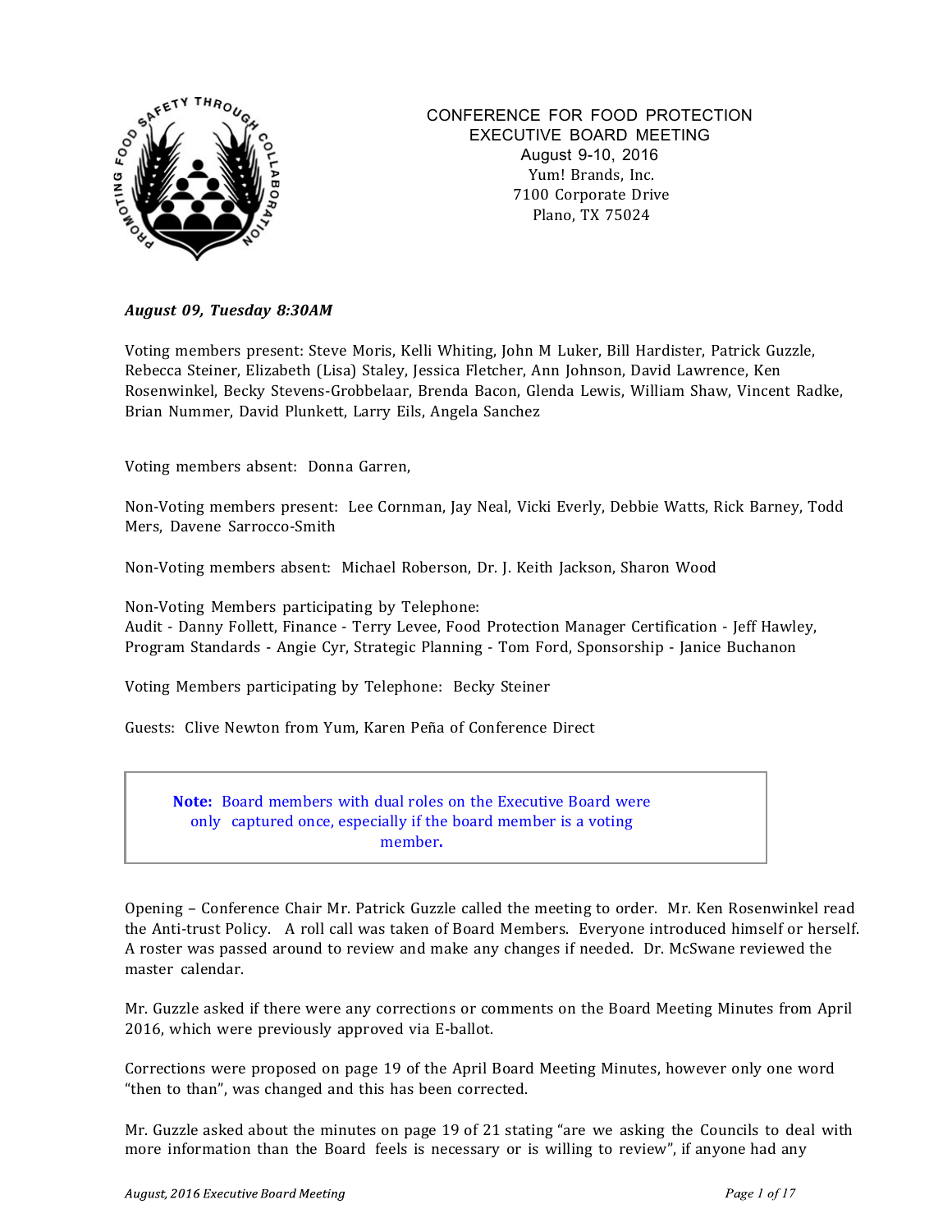# CONFERENCE FOR FOOD PROTECTION
## EXECUTIVE BOARD MEETING

August 9-10, 2016
Yum! Brands, Inc.
7100 Corporate Drive
Plano, TX 75024

***August 09, Tuesday 8:30AM***

Voting members present: Steve Moris, Kelli Whiting, John M Luker, Bill Hardister, Patrick Guzzle, Rebecca Steiner, Elizabeth (Lisa) Staley, Jessica Fletcher, Ann Johnson, David Lawrence, Ken Rosenwinkel, Becky Stevens-Grobbelaar, Brenda Bacon, Glenda Lewis, William Shaw, Vincent Radke, Brian Nummer, David Plunkett, Larry Eils, Angela Sanchez

Voting members absent: Donna Garren,

Non-Voting members present: Lee Cornman, Jay Neal, Vicki Everly, Debbie Watts, Rick Barney, Todd Mers, Davene Sarrocco-Smith

Non-Voting members absent: Michael Roberson, Dr. J. Keith Jackson, Sharon Wood

Non-Voting Members participating by Telephone:
Audit - Danny Follett, Finance - Terry Levee, Food Protection Manager Certification - Jeff Hawley, Program Standards - Angie Cyr, Strategic Planning - Tom Ford, Sponsorship - Janice Buchanon

Voting Members participating by Telephone: Becky Steiner

Guests: Clive Newton from Yum, Karen Peña of Conference Direct

> **Note:** Board members with dual roles on the Executive Board were only captured once, especially if the board member is a voting member**.**

Opening – Conference Chair Mr. Patrick Guzzle called the meeting to order. Mr. Ken Rosenwinkel read the Anti-trust Policy. A roll call was taken of Board Members. Everyone introduced himself or herself. A roster was passed around to review and make any changes if needed. Dr. McSwane reviewed the master calendar.

Mr. Guzzle asked if there were any corrections or comments on the Board Meeting Minutes from April 2016, which were previously approved via E-ballot.

Corrections were proposed on page 19 of the April Board Meeting Minutes, however only one word "then to than", was changed and this has been corrected.

Mr. Guzzle asked about the minutes on page 19 of 21 stating "are we asking the Councils to deal with more information than the Board feels is necessary or is willing to review", if anyone had any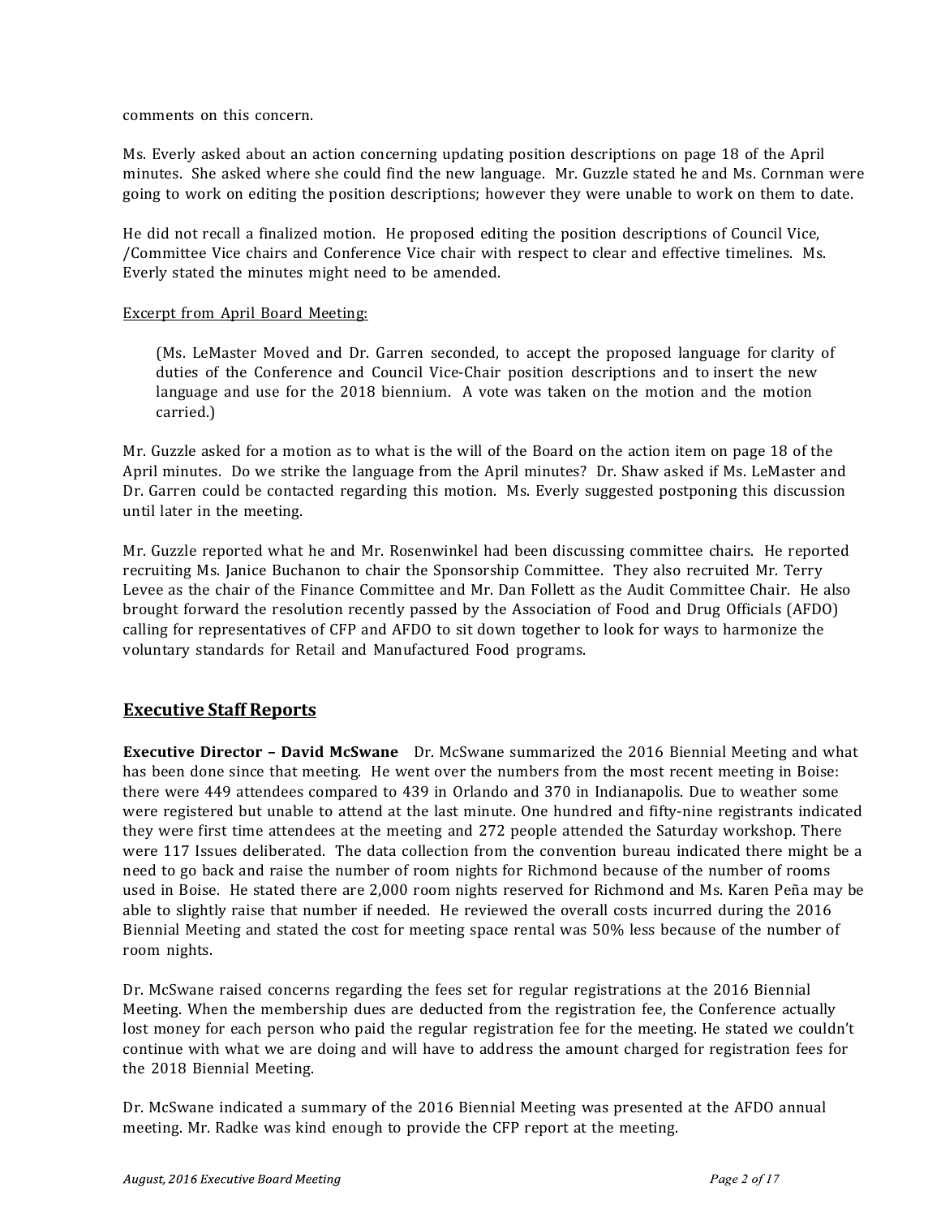comments on this concern.

Ms. Everly asked about an action concerning updating position descriptions on page 18 of the April minutes. She asked where she could find the new language. Mr. Guzzle stated he and Ms. Cornman were going to work on editing the position descriptions; however they were unable to work on them to date.

He did not recall a finalized motion. He proposed editing the position descriptions of Council Vice, /Committee Vice chairs and Conference Vice chair with respect to clear and effective timelines. Ms. Everly stated the minutes might need to be amended.

Excerpt from April Board Meeting:

> (Ms. LeMaster Moved and Dr. Garren seconded, to accept the proposed language for clarity of duties of the Conference and Council Vice-Chair position descriptions and to insert the new language and use for the 2018 biennium. A vote was taken on the motion and the motion carried.)

Mr. Guzzle asked for a motion as to what is the will of the Board on the action item on page 18 of the April minutes. Do we strike the language from the April minutes? Dr. Shaw asked if Ms. LeMaster and Dr. Garren could be contacted regarding this motion. Ms. Everly suggested postponing this discussion until later in the meeting.

Mr. Guzzle reported what he and Mr. Rosenwinkel had been discussing committee chairs. He reported recruiting Ms. Janice Buchanon to chair the Sponsorship Committee. They also recruited Mr. Terry Levee as the chair of the Finance Committee and Mr. Dan Follett as the Audit Committee Chair. He also brought forward the resolution recently passed by the Association of Food and Drug Officials (AFDO) calling for representatives of CFP and AFDO to sit down together to look for ways to harmonize the voluntary standards for Retail and Manufactured Food programs.

## Executive Staff Reports

**Executive Director – David McSwane** Dr. McSwane summarized the 2016 Biennial Meeting and what has been done since that meeting. He went over the numbers from the most recent meeting in Boise: there were 449 attendees compared to 439 in Orlando and 370 in Indianapolis. Due to weather some were registered but unable to attend at the last minute. One hundred and fifty-nine registrants indicated they were first time attendees at the meeting and 272 people attended the Saturday workshop. There were 117 Issues deliberated. The data collection from the convention bureau indicated there might be a need to go back and raise the number of room nights for Richmond because of the number of rooms used in Boise. He stated there are 2,000 room nights reserved for Richmond and Ms. Karen Peña may be able to slightly raise that number if needed. He reviewed the overall costs incurred during the 2016 Biennial Meeting and stated the cost for meeting space rental was 50% less because of the number of room nights.

Dr. McSwane raised concerns regarding the fees set for regular registrations at the 2016 Biennial Meeting. When the membership dues are deducted from the registration fee, the Conference actually lost money for each person who paid the regular registration fee for the meeting. He stated we couldn't continue with what we are doing and will have to address the amount charged for registration fees for the 2018 Biennial Meeting.

Dr. McSwane indicated a summary of the 2016 Biennial Meeting was presented at the AFDO annual meeting. Mr. Radke was kind enough to provide the CFP report at the meeting.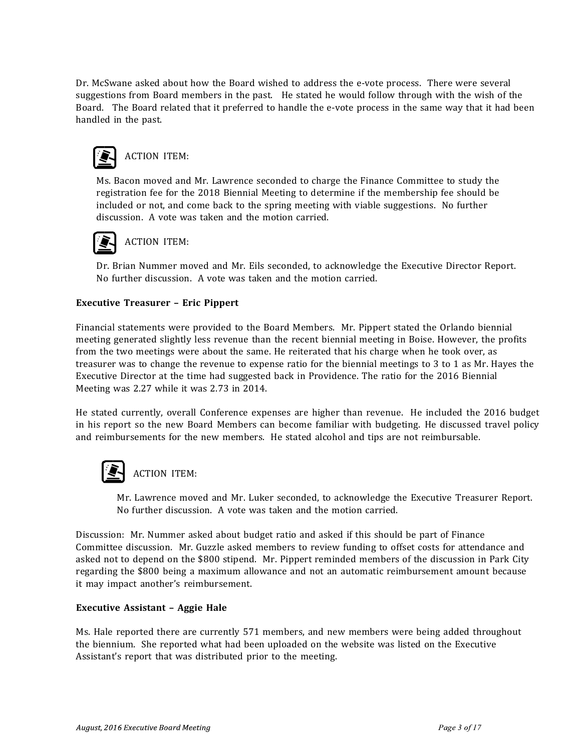Dr. McSwane asked about how the Board wished to address the e-vote process. There were several suggestions from Board members in the past. He stated he would follow through with the wish of the Board. The Board related that it preferred to handle the e-vote process in the same way that it had been handled in the past.

ACTION ITEM:

Ms. Bacon moved and Mr. Lawrence seconded to charge the Finance Committee to study the registration fee for the 2018 Biennial Meeting to determine if the membership fee should be included or not, and come back to the spring meeting with viable suggestions. No further discussion. A vote was taken and the motion carried.

ACTION ITEM:

Dr. Brian Nummer moved and Mr. Eils seconded, to acknowledge the Executive Director Report. No further discussion. A vote was taken and the motion carried.

**Executive Treasurer – Eric Pippert**

Financial statements were provided to the Board Members. Mr. Pippert stated the Orlando biennial meeting generated slightly less revenue than the recent biennial meeting in Boise. However, the profits from the two meetings were about the same. He reiterated that his charge when he took over, as treasurer was to change the revenue to expense ratio for the biennial meetings to 3 to 1 as Mr. Hayes the Executive Director at the time had suggested back in Providence. The ratio for the 2016 Biennial Meeting was 2.27 while it was 2.73 in 2014.

He stated currently, overall Conference expenses are higher than revenue. He included the 2016 budget in his report so the new Board Members can become familiar with budgeting. He discussed travel policy and reimbursements for the new members. He stated alcohol and tips are not reimbursable.

ACTION ITEM:

Mr. Lawrence moved and Mr. Luker seconded, to acknowledge the Executive Treasurer Report. No further discussion. A vote was taken and the motion carried.

Discussion: Mr. Nummer asked about budget ratio and asked if this should be part of Finance Committee discussion. Mr. Guzzle asked members to review funding to offset costs for attendance and asked not to depend on the $800 stipend. Mr. Pippert reminded members of the discussion in Park City regarding the $800 being a maximum allowance and not an automatic reimbursement amount because it may impact another's reimbursement.

**Executive Assistant – Aggie Hale**

Ms. Hale reported there are currently 571 members, and new members were being added throughout the biennium. She reported what had been uploaded on the website was listed on the Executive Assistant's report that was distributed prior to the meeting.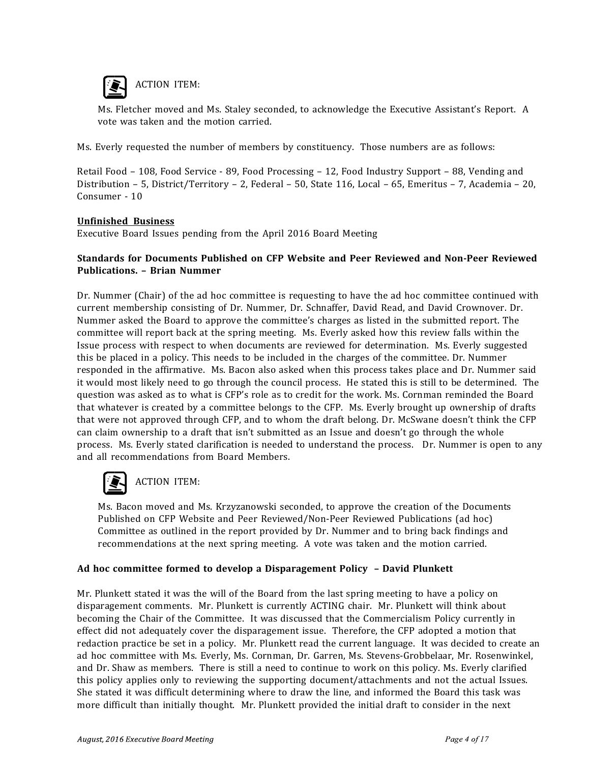ACTION ITEM:

Ms. Fletcher moved and Ms. Staley seconded, to acknowledge the Executive Assistant's Report. A vote was taken and the motion carried.

Ms. Everly requested the number of members by constituency. Those numbers are as follows:

Retail Food – 108, Food Service - 89, Food Processing – 12, Food Industry Support – 88, Vending and Distribution – 5, District/Territory – 2, Federal – 50, State 116, Local – 65, Emeritus – 7, Academia – 20, Consumer - 10

**Unfinished Business**

Executive Board Issues pending from the April 2016 Board Meeting

**Standards for Documents Published on CFP Website and Peer Reviewed and Non-Peer Reviewed Publications. – Brian Nummer**

Dr. Nummer (Chair) of the ad hoc committee is requesting to have the ad hoc committee continued with current membership consisting of Dr. Nummer, Dr. Schnaffer, David Read, and David Crownover. Dr. Nummer asked the Board to approve the committee's charges as listed in the submitted report. The committee will report back at the spring meeting. Ms. Everly asked how this review falls within the Issue process with respect to when documents are reviewed for determination. Ms. Everly suggested this be placed in a policy. This needs to be included in the charges of the committee. Dr. Nummer responded in the affirmative. Ms. Bacon also asked when this process takes place and Dr. Nummer said it would most likely need to go through the council process. He stated this is still to be determined. The question was asked as to what is CFP's role as to credit for the work. Ms. Cornman reminded the Board that whatever is created by a committee belongs to the CFP. Ms. Everly brought up ownership of drafts that were not approved through CFP, and to whom the draft belong. Dr. McSwane doesn't think the CFP can claim ownership to a draft that isn't submitted as an Issue and doesn't go through the whole process. Ms. Everly stated clarification is needed to understand the process. Dr. Nummer is open to any and all recommendations from Board Members.

ACTION ITEM:

Ms. Bacon moved and Ms. Krzyzanowski seconded, to approve the creation of the Documents Published on CFP Website and Peer Reviewed/Non-Peer Reviewed Publications (ad hoc) Committee as outlined in the report provided by Dr. Nummer and to bring back findings and recommendations at the next spring meeting. A vote was taken and the motion carried.

**Ad hoc committee formed to develop a Disparagement Policy – David Plunkett**

Mr. Plunkett stated it was the will of the Board from the last spring meeting to have a policy on disparagement comments. Mr. Plunkett is currently ACTING chair. Mr. Plunkett will think about becoming the Chair of the Committee. It was discussed that the Commercialism Policy currently in effect did not adequately cover the disparagement issue. Therefore, the CFP adopted a motion that redaction practice be set in a policy. Mr. Plunkett read the current language. It was decided to create an ad hoc committee with Ms. Everly, Ms. Cornman, Dr. Garren, Ms. Stevens-Grobbelaar, Mr. Rosenwinkel, and Dr. Shaw as members. There is still a need to continue to work on this policy. Ms. Everly clarified this policy applies only to reviewing the supporting document/attachments and not the actual Issues. She stated it was difficult determining where to draw the line, and informed the Board this task was more difficult than initially thought. Mr. Plunkett provided the initial draft to consider in the next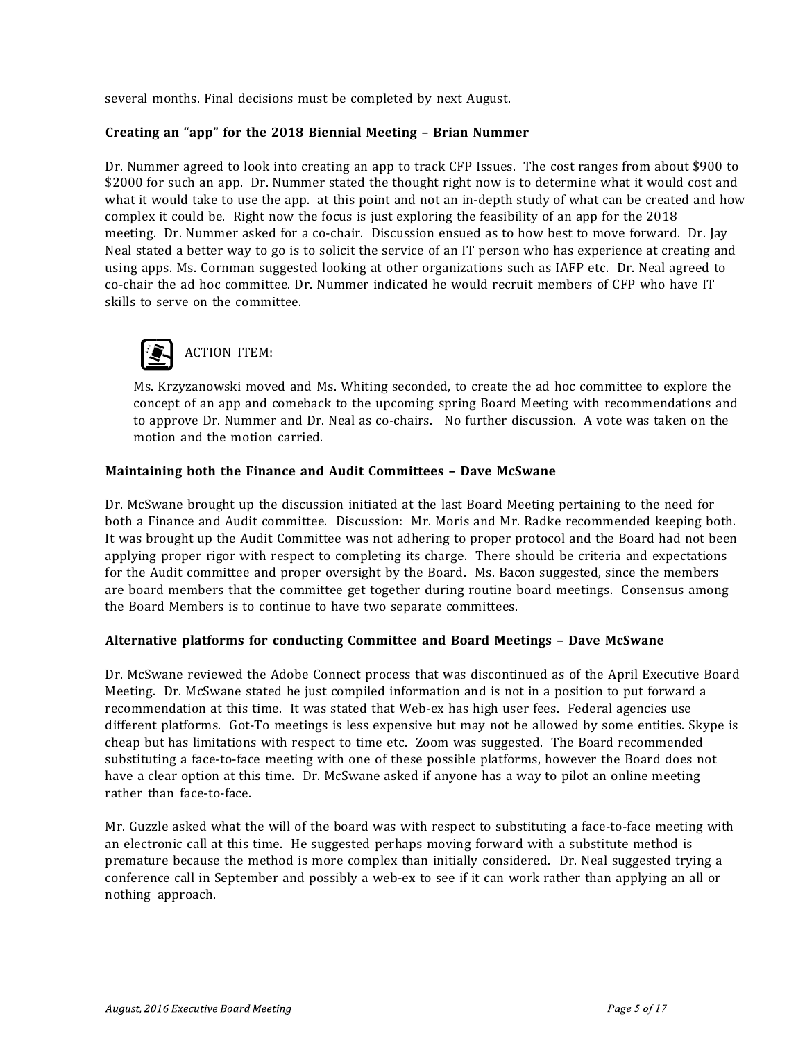several months. Final decisions must be completed by next August.

### Creating an "app" for the 2018 Biennial Meeting – Brian Nummer

Dr. Nummer agreed to look into creating an app to track CFP Issues. The cost ranges from about $900 to $2000 for such an app. Dr. Nummer stated the thought right now is to determine what it would cost and what it would take to use the app. at this point and not an in-depth study of what can be created and how complex it could be. Right now the focus is just exploring the feasibility of an app for the 2018 meeting. Dr. Nummer asked for a co-chair. Discussion ensued as to how best to move forward. Dr. Jay Neal stated a better way to go is to solicit the service of an IT person who has experience at creating and using apps. Ms. Cornman suggested looking at other organizations such as IAFP etc. Dr. Neal agreed to co-chair the ad hoc committee. Dr. Nummer indicated he would recruit members of CFP who have IT skills to serve on the committee.

ACTION ITEM:

Ms. Krzyzanowski moved and Ms. Whiting seconded, to create the ad hoc committee to explore the concept of an app and comeback to the upcoming spring Board Meeting with recommendations and to approve Dr. Nummer and Dr. Neal as co-chairs. No further discussion. A vote was taken on the motion and the motion carried.

### Maintaining both the Finance and Audit Committees – Dave McSwane

Dr. McSwane brought up the discussion initiated at the last Board Meeting pertaining to the need for both a Finance and Audit committee. Discussion: Mr. Moris and Mr. Radke recommended keeping both. It was brought up the Audit Committee was not adhering to proper protocol and the Board had not been applying proper rigor with respect to completing its charge. There should be criteria and expectations for the Audit committee and proper oversight by the Board. Ms. Bacon suggested, since the members are board members that the committee get together during routine board meetings. Consensus among the Board Members is to continue to have two separate committees.

### Alternative platforms for conducting Committee and Board Meetings – Dave McSwane

Dr. McSwane reviewed the Adobe Connect process that was discontinued as of the April Executive Board Meeting. Dr. McSwane stated he just compiled information and is not in a position to put forward a recommendation at this time. It was stated that Web-ex has high user fees. Federal agencies use different platforms. Got-To meetings is less expensive but may not be allowed by some entities. Skype is cheap but has limitations with respect to time etc. Zoom was suggested. The Board recommended substituting a face-to-face meeting with one of these possible platforms, however the Board does not have a clear option at this time. Dr. McSwane asked if anyone has a way to pilot an online meeting rather than face-to-face.

Mr. Guzzle asked what the will of the board was with respect to substituting a face-to-face meeting with an electronic call at this time. He suggested perhaps moving forward with a substitute method is premature because the method is more complex than initially considered. Dr. Neal suggested trying a conference call in September and possibly a web-ex to see if it can work rather than applying an all or nothing approach.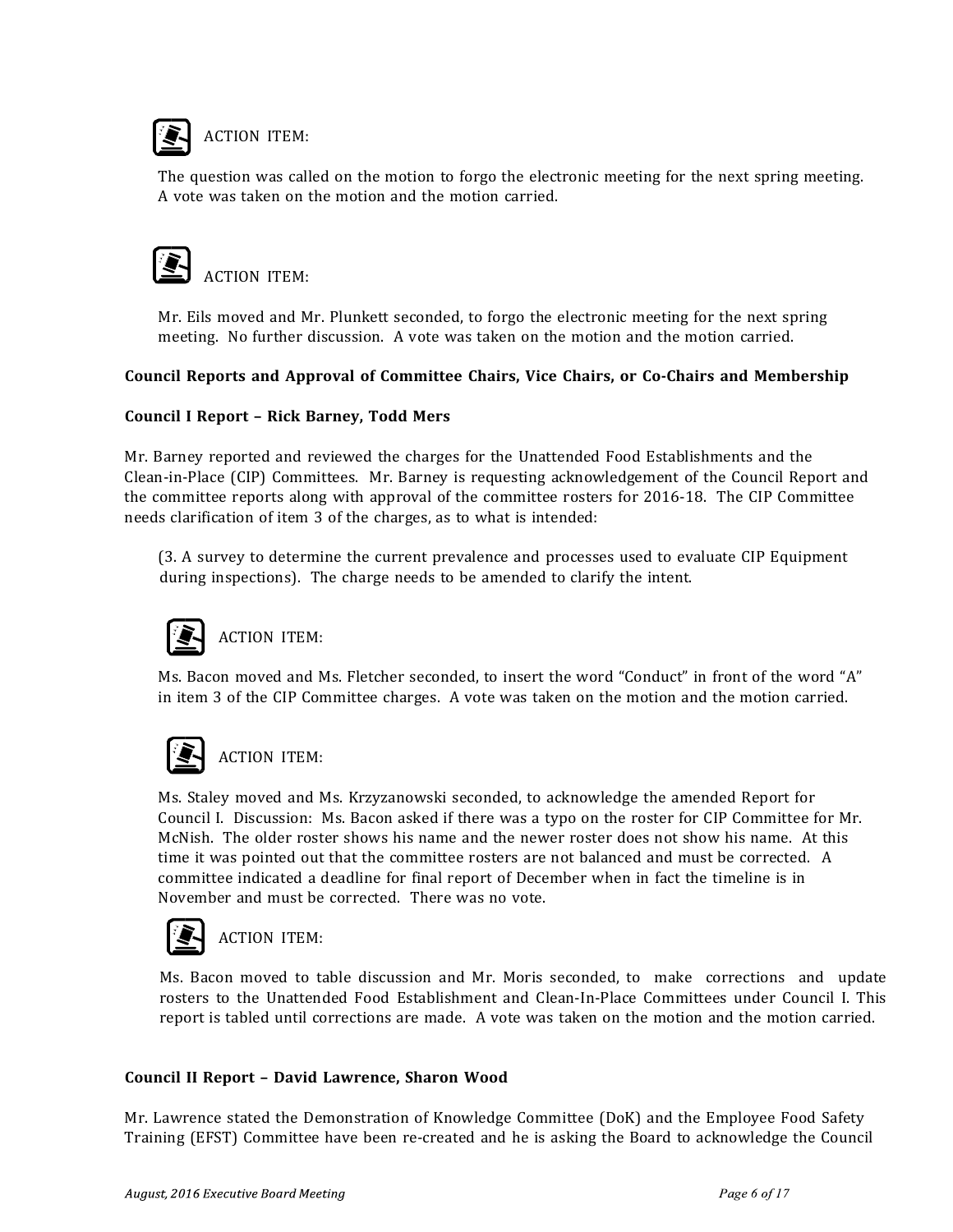ACTION ITEM:

The question was called on the motion to forgo the electronic meeting for the next spring meeting. A vote was taken on the motion and the motion carried.

ACTION ITEM:

Mr. Eils moved and Mr. Plunkett seconded, to forgo the electronic meeting for the next spring meeting. No further discussion. A vote was taken on the motion and the motion carried.

**Council Reports and Approval of Committee Chairs, Vice Chairs, or Co-Chairs and Membership**

**Council I Report – Rick Barney, Todd Mers**

Mr. Barney reported and reviewed the charges for the Unattended Food Establishments and the Clean-in-Place (CIP) Committees. Mr. Barney is requesting acknowledgement of the Council Report and the committee reports along with approval of the committee rosters for 2016-18. The CIP Committee needs clarification of item 3 of the charges, as to what is intended:

(3. A survey to determine the current prevalence and processes used to evaluate CIP Equipment during inspections). The charge needs to be amended to clarify the intent.

ACTION ITEM:

Ms. Bacon moved and Ms. Fletcher seconded, to insert the word "Conduct" in front of the word "A" in item 3 of the CIP Committee charges. A vote was taken on the motion and the motion carried.

ACTION ITEM:

Ms. Staley moved and Ms. Krzyzanowski seconded, to acknowledge the amended Report for Council I. Discussion: Ms. Bacon asked if there was a typo on the roster for CIP Committee for Mr. McNish. The older roster shows his name and the newer roster does not show his name. At this time it was pointed out that the committee rosters are not balanced and must be corrected. A committee indicated a deadline for final report of December when in fact the timeline is in November and must be corrected. There was no vote.

ACTION ITEM:

Ms. Bacon moved to table discussion and Mr. Moris seconded, to make corrections and update rosters to the Unattended Food Establishment and Clean-In-Place Committees under Council I. This report is tabled until corrections are made. A vote was taken on the motion and the motion carried.

**Council II Report – David Lawrence, Sharon Wood**

Mr. Lawrence stated the Demonstration of Knowledge Committee (DoK) and the Employee Food Safety Training (EFST) Committee have been re-created and he is asking the Board to acknowledge the Council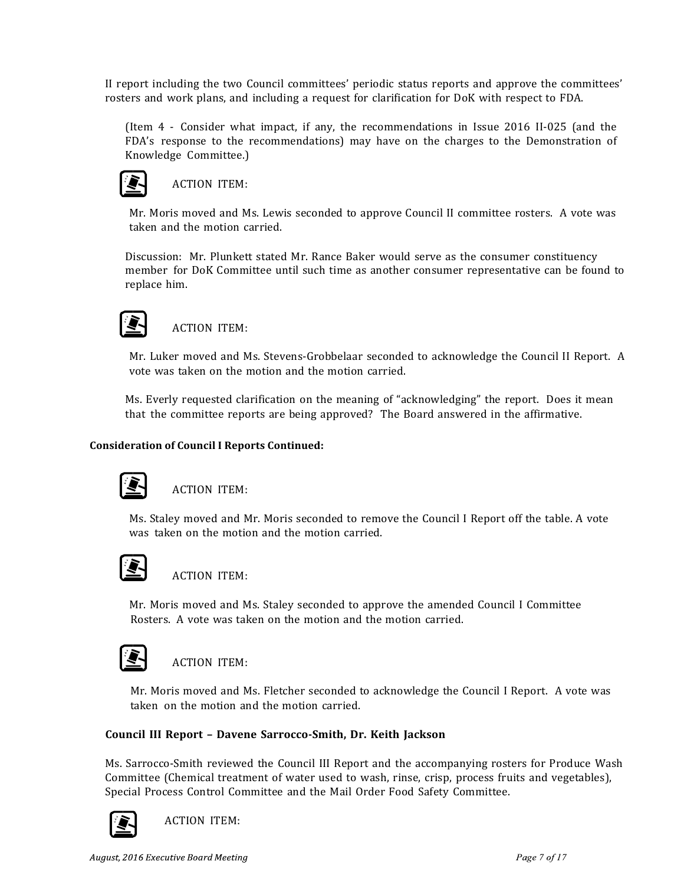II report including the two Council committees' periodic status reports and approve the committees' rosters and work plans, and including a request for clarification for DoK with respect to FDA.

(Item 4 - Consider what impact, if any, the recommendations in Issue 2016 II-025 (and the FDA's response to the recommendations) may have on the charges to the Demonstration of Knowledge Committee.)

ACTION ITEM:

Mr. Moris moved and Ms. Lewis seconded to approve Council II committee rosters. A vote was taken and the motion carried.

Discussion: Mr. Plunkett stated Mr. Rance Baker would serve as the consumer constituency member for DoK Committee until such time as another consumer representative can be found to replace him.

ACTION ITEM:

Mr. Luker moved and Ms. Stevens-Grobbelaar seconded to acknowledge the Council II Report. A vote was taken on the motion and the motion carried.

Ms. Everly requested clarification on the meaning of "acknowledging" the report. Does it mean that the committee reports are being approved? The Board answered in the affirmative.

**Consideration of Council I Reports Continued:**

ACTION ITEM:

Ms. Staley moved and Mr. Moris seconded to remove the Council I Report off the table. A vote was taken on the motion and the motion carried.

ACTION ITEM:

Mr. Moris moved and Ms. Staley seconded to approve the amended Council I Committee Rosters. A vote was taken on the motion and the motion carried.

ACTION ITEM:

Mr. Moris moved and Ms. Fletcher seconded to acknowledge the Council I Report. A vote was taken on the motion and the motion carried.

**Council III Report – Davene Sarrocco-Smith, Dr. Keith Jackson**

Ms. Sarrocco-Smith reviewed the Council III Report and the accompanying rosters for Produce Wash Committee (Chemical treatment of water used to wash, rinse, crisp, process fruits and vegetables), Special Process Control Committee and the Mail Order Food Safety Committee.

ACTION ITEM: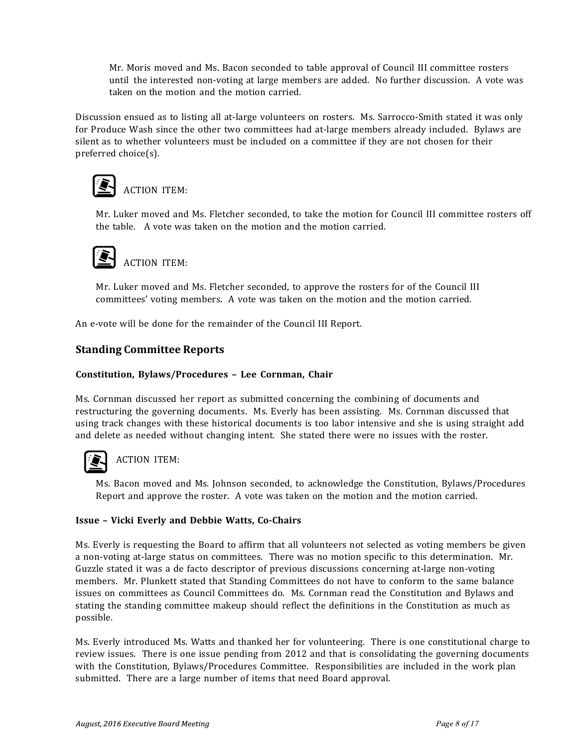Mr. Moris moved and Ms. Bacon seconded to table approval of Council III committee rosters until the interested non-voting at large members are added. No further discussion. A vote was taken on the motion and the motion carried.

Discussion ensued as to listing all at-large volunteers on rosters. Ms. Sarrocco-Smith stated it was only for Produce Wash since the other two committees had at-large members already included. Bylaws are silent as to whether volunteers must be included on a committee if they are not chosen for their preferred choice(s).

ACTION ITEM:

Mr. Luker moved and Ms. Fletcher seconded, to take the motion for Council III committee rosters off the table. A vote was taken on the motion and the motion carried.

ACTION ITEM:

Mr. Luker moved and Ms. Fletcher seconded, to approve the rosters for of the Council III committees' voting members. A vote was taken on the motion and the motion carried.

An e-vote will be done for the remainder of the Council III Report.

## Standing Committee Reports

### Constitution, Bylaws/Procedures – Lee Cornman, Chair

Ms. Cornman discussed her report as submitted concerning the combining of documents and restructuring the governing documents. Ms. Everly has been assisting. Ms. Cornman discussed that using track changes with these historical documents is too labor intensive and she is using straight add and delete as needed without changing intent. She stated there were no issues with the roster.

ACTION ITEM:

Ms. Bacon moved and Ms. Johnson seconded, to acknowledge the Constitution, Bylaws/Procedures Report and approve the roster. A vote was taken on the motion and the motion carried.

### Issue – Vicki Everly and Debbie Watts, Co-Chairs

Ms. Everly is requesting the Board to affirm that all volunteers not selected as voting members be given a non-voting at-large status on committees. There was no motion specific to this determination. Mr. Guzzle stated it was a de facto descriptor of previous discussions concerning at-large non-voting members. Mr. Plunkett stated that Standing Committees do not have to conform to the same balance issues on committees as Council Committees do. Ms. Cornman read the Constitution and Bylaws and stating the standing committee makeup should reflect the definitions in the Constitution as much as possible.

Ms. Everly introduced Ms. Watts and thanked her for volunteering. There is one constitutional charge to review issues. There is one issue pending from 2012 and that is consolidating the governing documents with the Constitution, Bylaws/Procedures Committee. Responsibilities are included in the work plan submitted. There are a large number of items that need Board approval.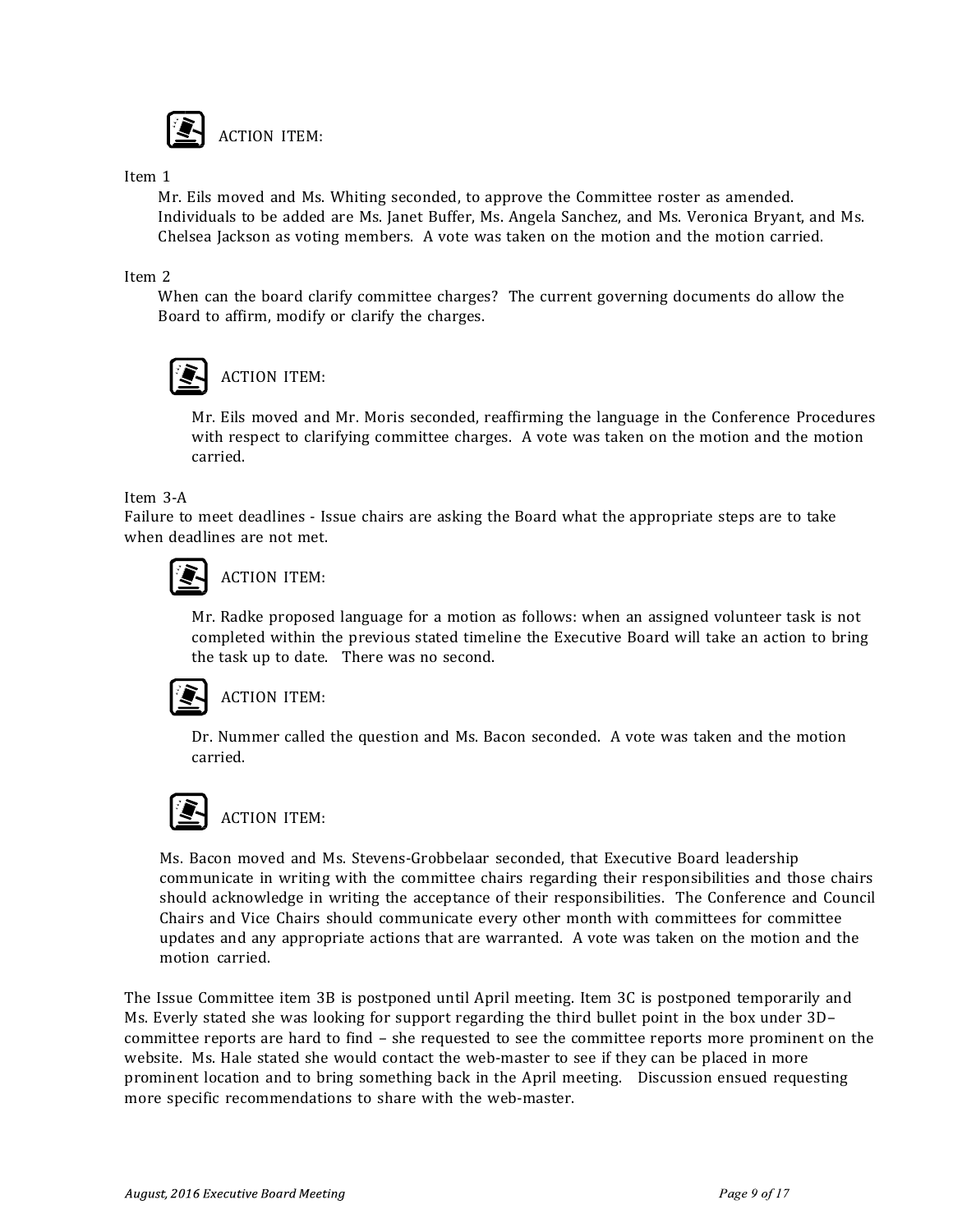ACTION ITEM:

Item 1

Mr. Eils moved and Ms. Whiting seconded, to approve the Committee roster as amended. Individuals to be added are Ms. Janet Buffer, Ms. Angela Sanchez, and Ms. Veronica Bryant, and Ms. Chelsea Jackson as voting members. A vote was taken on the motion and the motion carried.

Item 2

When can the board clarify committee charges? The current governing documents do allow the Board to affirm, modify or clarify the charges.

ACTION ITEM:

Mr. Eils moved and Mr. Moris seconded, reaffirming the language in the Conference Procedures with respect to clarifying committee charges. A vote was taken on the motion and the motion carried.

Item 3-A

Failure to meet deadlines - Issue chairs are asking the Board what the appropriate steps are to take when deadlines are not met.

ACTION ITEM:

Mr. Radke proposed language for a motion as follows: when an assigned volunteer task is not completed within the previous stated timeline the Executive Board will take an action to bring the task up to date. There was no second.

ACTION ITEM:

Dr. Nummer called the question and Ms. Bacon seconded. A vote was taken and the motion carried.

ACTION ITEM:

Ms. Bacon moved and Ms. Stevens-Grobbelaar seconded, that Executive Board leadership communicate in writing with the committee chairs regarding their responsibilities and those chairs should acknowledge in writing the acceptance of their responsibilities. The Conference and Council Chairs and Vice Chairs should communicate every other month with committees for committee updates and any appropriate actions that are warranted. A vote was taken on the motion and the motion carried.

The Issue Committee item 3B is postponed until April meeting. Item 3C is postponed temporarily and Ms. Everly stated she was looking for support regarding the third bullet point in the box under 3D– committee reports are hard to find – she requested to see the committee reports more prominent on the website. Ms. Hale stated she would contact the web-master to see if they can be placed in more prominent location and to bring something back in the April meeting. Discussion ensued requesting more specific recommendations to share with the web-master.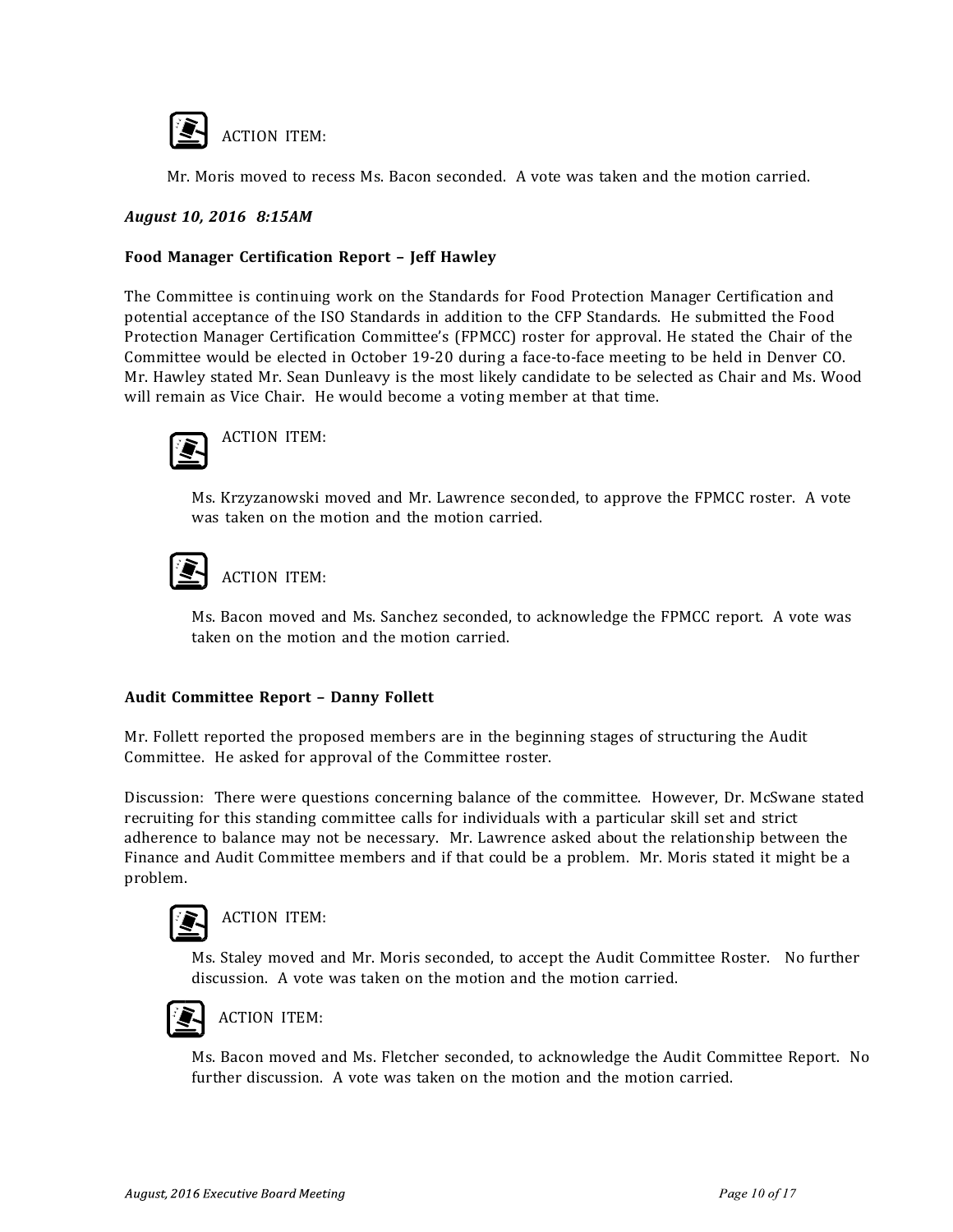ACTION ITEM:

Mr. Moris moved to recess Ms. Bacon seconded. A vote was taken and the motion carried.

***August 10, 2016 8:15AM***

**Food Manager Certification Report – Jeff Hawley**

The Committee is continuing work on the Standards for Food Protection Manager Certification and potential acceptance of the ISO Standards in addition to the CFP Standards. He submitted the Food Protection Manager Certification Committee's (FPMCC) roster for approval. He stated the Chair of the Committee would be elected in October 19-20 during a face-to-face meeting to be held in Denver CO. Mr. Hawley stated Mr. Sean Dunleavy is the most likely candidate to be selected as Chair and Ms. Wood will remain as Vice Chair. He would become a voting member at that time.

ACTION ITEM:

Ms. Krzyzanowski moved and Mr. Lawrence seconded, to approve the FPMCC roster. A vote was taken on the motion and the motion carried.

ACTION ITEM:

Ms. Bacon moved and Ms. Sanchez seconded, to acknowledge the FPMCC report. A vote was taken on the motion and the motion carried.

**Audit Committee Report – Danny Follett**

Mr. Follett reported the proposed members are in the beginning stages of structuring the Audit Committee. He asked for approval of the Committee roster.

Discussion: There were questions concerning balance of the committee. However, Dr. McSwane stated recruiting for this standing committee calls for individuals with a particular skill set and strict adherence to balance may not be necessary. Mr. Lawrence asked about the relationship between the Finance and Audit Committee members and if that could be a problem. Mr. Moris stated it might be a problem.

ACTION ITEM:

Ms. Staley moved and Mr. Moris seconded, to accept the Audit Committee Roster. No further discussion. A vote was taken on the motion and the motion carried.

ACTION ITEM:

Ms. Bacon moved and Ms. Fletcher seconded, to acknowledge the Audit Committee Report. No further discussion. A vote was taken on the motion and the motion carried.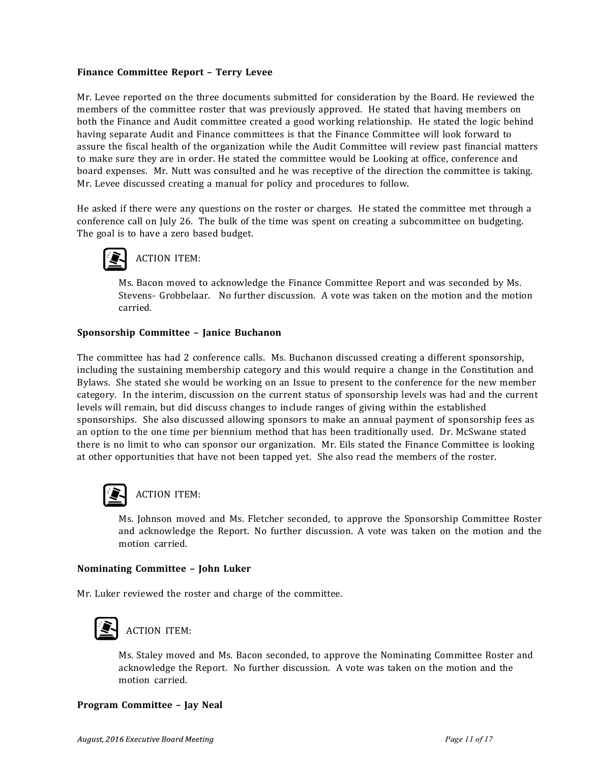**Finance Committee Report – Terry Levee**

Mr. Levee reported on the three documents submitted for consideration by the Board. He reviewed the members of the committee roster that was previously approved. He stated that having members on both the Finance and Audit committee created a good working relationship. He stated the logic behind having separate Audit and Finance committees is that the Finance Committee will look forward to assure the fiscal health of the organization while the Audit Committee will review past financial matters to make sure they are in order. He stated the committee would be Looking at office, conference and board expenses. Mr. Nutt was consulted and he was receptive of the direction the committee is taking. Mr. Levee discussed creating a manual for policy and procedures to follow.

He asked if there were any questions on the roster or charges. He stated the committee met through a conference call on July 26. The bulk of the time was spent on creating a subcommittee on budgeting. The goal is to have a zero based budget.

ACTION ITEM:

Ms. Bacon moved to acknowledge the Finance Committee Report and was seconded by Ms. Stevens- Grobbelaar. No further discussion. A vote was taken on the motion and the motion carried.

**Sponsorship Committee – Janice Buchanon**

The committee has had 2 conference calls. Ms. Buchanon discussed creating a different sponsorship, including the sustaining membership category and this would require a change in the Constitution and Bylaws. She stated she would be working on an Issue to present to the conference for the new member category. In the interim, discussion on the current status of sponsorship levels was had and the current levels will remain, but did discuss changes to include ranges of giving within the established sponsorships. She also discussed allowing sponsors to make an annual payment of sponsorship fees as an option to the one time per biennium method that has been traditionally used. Dr. McSwane stated there is no limit to who can sponsor our organization. Mr. Eils stated the Finance Committee is looking at other opportunities that have not been tapped yet. She also read the members of the roster.

ACTION ITEM:

Ms. Johnson moved and Ms. Fletcher seconded, to approve the Sponsorship Committee Roster and acknowledge the Report. No further discussion. A vote was taken on the motion and the motion carried.

**Nominating Committee – John Luker**

Mr. Luker reviewed the roster and charge of the committee.

ACTION ITEM:

Ms. Staley moved and Ms. Bacon seconded, to approve the Nominating Committee Roster and acknowledge the Report. No further discussion. A vote was taken on the motion and the motion carried.

**Program Committee – Jay Neal**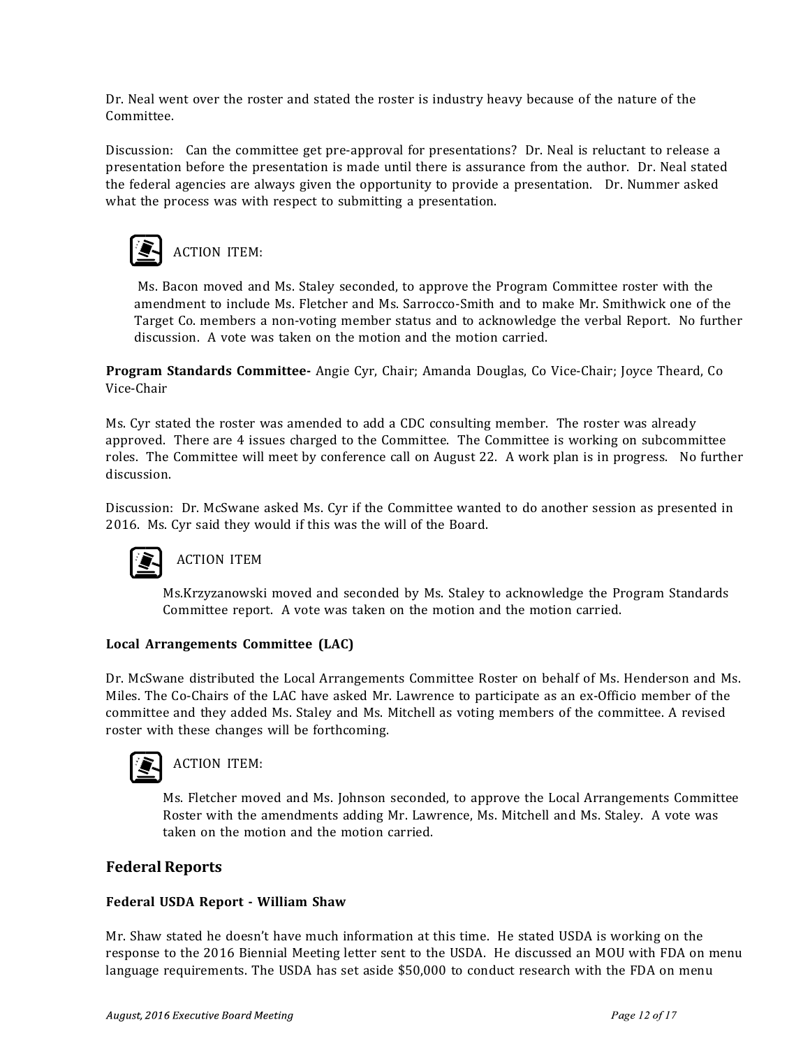Dr. Neal went over the roster and stated the roster is industry heavy because of the nature of the Committee.

Discussion: Can the committee get pre-approval for presentations? Dr. Neal is reluctant to release a presentation before the presentation is made until there is assurance from the author. Dr. Neal stated the federal agencies are always given the opportunity to provide a presentation. Dr. Nummer asked what the process was with respect to submitting a presentation.

ACTION ITEM:

Ms. Bacon moved and Ms. Staley seconded, to approve the Program Committee roster with the amendment to include Ms. Fletcher and Ms. Sarrocco-Smith and to make Mr. Smithwick one of the Target Co. members a non-voting member status and to acknowledge the verbal Report. No further discussion. A vote was taken on the motion and the motion carried.

**Program Standards Committee-** Angie Cyr, Chair; Amanda Douglas, Co Vice-Chair; Joyce Theard, Co Vice-Chair

Ms. Cyr stated the roster was amended to add a CDC consulting member. The roster was already approved. There are 4 issues charged to the Committee. The Committee is working on subcommittee roles. The Committee will meet by conference call on August 22. A work plan is in progress. No further discussion.

Discussion: Dr. McSwane asked Ms. Cyr if the Committee wanted to do another session as presented in 2016. Ms. Cyr said they would if this was the will of the Board.

ACTION ITEM

Ms.Krzyzanowski moved and seconded by Ms. Staley to acknowledge the Program Standards Committee report. A vote was taken on the motion and the motion carried.

**Local Arrangements Committee (LAC)**

Dr. McSwane distributed the Local Arrangements Committee Roster on behalf of Ms. Henderson and Ms. Miles. The Co-Chairs of the LAC have asked Mr. Lawrence to participate as an ex-Officio member of the committee and they added Ms. Staley and Ms. Mitchell as voting members of the committee. A revised roster with these changes will be forthcoming.

ACTION ITEM:

Ms. Fletcher moved and Ms. Johnson seconded, to approve the Local Arrangements Committee Roster with the amendments adding Mr. Lawrence, Ms. Mitchell and Ms. Staley. A vote was taken on the motion and the motion carried.

## Federal Reports

**Federal USDA Report - William Shaw**

Mr. Shaw stated he doesn't have much information at this time. He stated USDA is working on the response to the 2016 Biennial Meeting letter sent to the USDA. He discussed an MOU with FDA on menu language requirements. The USDA has set aside $50,000 to conduct research with the FDA on menu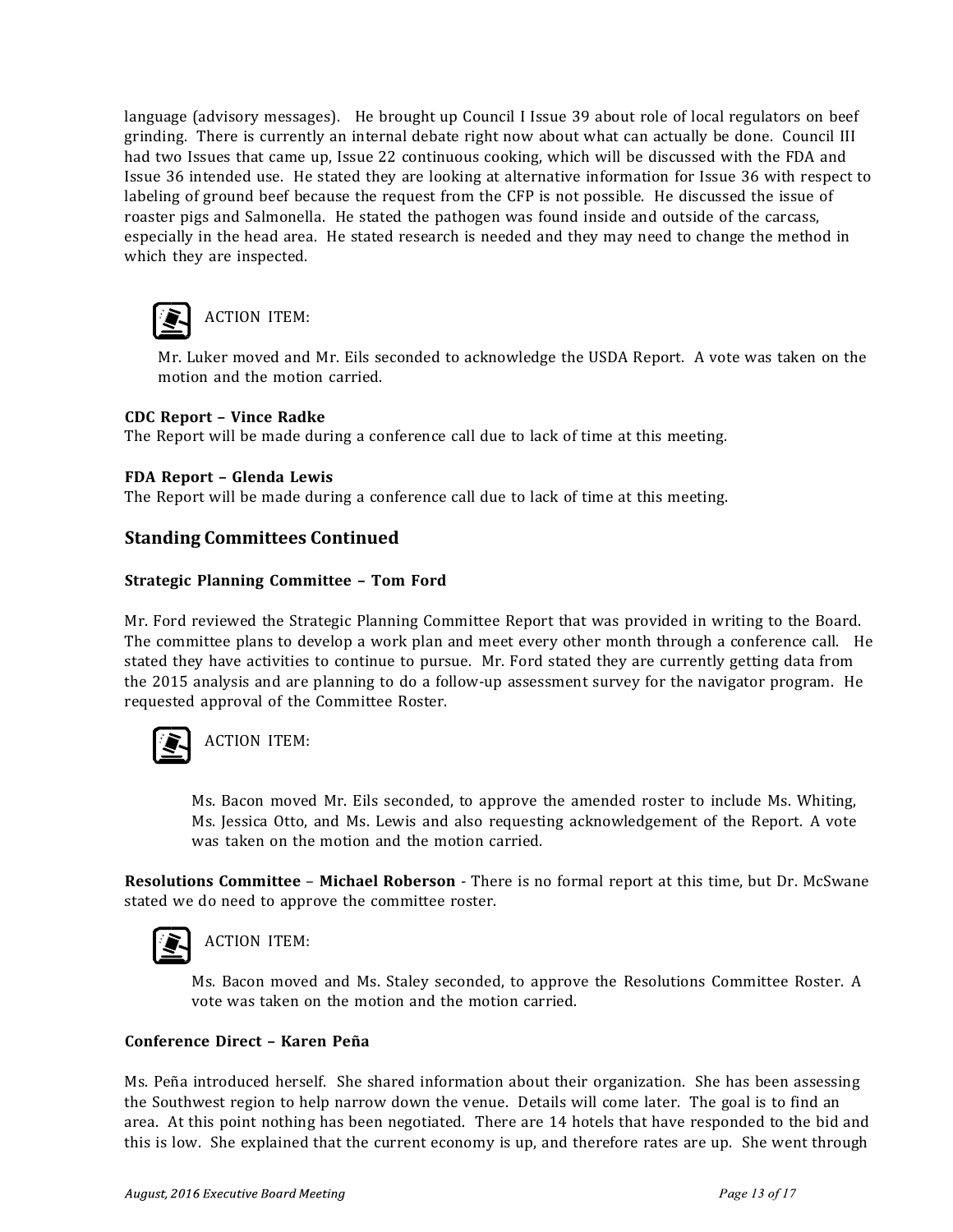language (advisory messages). He brought up Council I Issue 39 about role of local regulators on beef grinding. There is currently an internal debate right now about what can actually be done. Council III had two Issues that came up, Issue 22 continuous cooking, which will be discussed with the FDA and Issue 36 intended use. He stated they are looking at alternative information for Issue 36 with respect to labeling of ground beef because the request from the CFP is not possible. He discussed the issue of roaster pigs and Salmonella. He stated the pathogen was found inside and outside of the carcass, especially in the head area. He stated research is needed and they may need to change the method in which they are inspected.

ACTION ITEM:

Mr. Luker moved and Mr. Eils seconded to acknowledge the USDA Report. A vote was taken on the motion and the motion carried.

**CDC Report – Vince Radke**

The Report will be made during a conference call due to lack of time at this meeting.

**FDA Report – Glenda Lewis**

The Report will be made during a conference call due to lack of time at this meeting.

## Standing Committees Continued

**Strategic Planning Committee – Tom Ford**

Mr. Ford reviewed the Strategic Planning Committee Report that was provided in writing to the Board. The committee plans to develop a work plan and meet every other month through a conference call. He stated they have activities to continue to pursue. Mr. Ford stated they are currently getting data from the 2015 analysis and are planning to do a follow-up assessment survey for the navigator program. He requested approval of the Committee Roster.

ACTION ITEM:

Ms. Bacon moved Mr. Eils seconded, to approve the amended roster to include Ms. Whiting, Ms. Jessica Otto, and Ms. Lewis and also requesting acknowledgement of the Report. A vote was taken on the motion and the motion carried.

**Resolutions Committee** – **Michael Roberson** - There is no formal report at this time, but Dr. McSwane stated we do need to approve the committee roster.

ACTION ITEM:

Ms. Bacon moved and Ms. Staley seconded, to approve the Resolutions Committee Roster. A vote was taken on the motion and the motion carried.

**Conference Direct – Karen Peña**

Ms. Peña introduced herself. She shared information about their organization. She has been assessing the Southwest region to help narrow down the venue. Details will come later. The goal is to find an area. At this point nothing has been negotiated. There are 14 hotels that have responded to the bid and this is low. She explained that the current economy is up, and therefore rates are up. She went through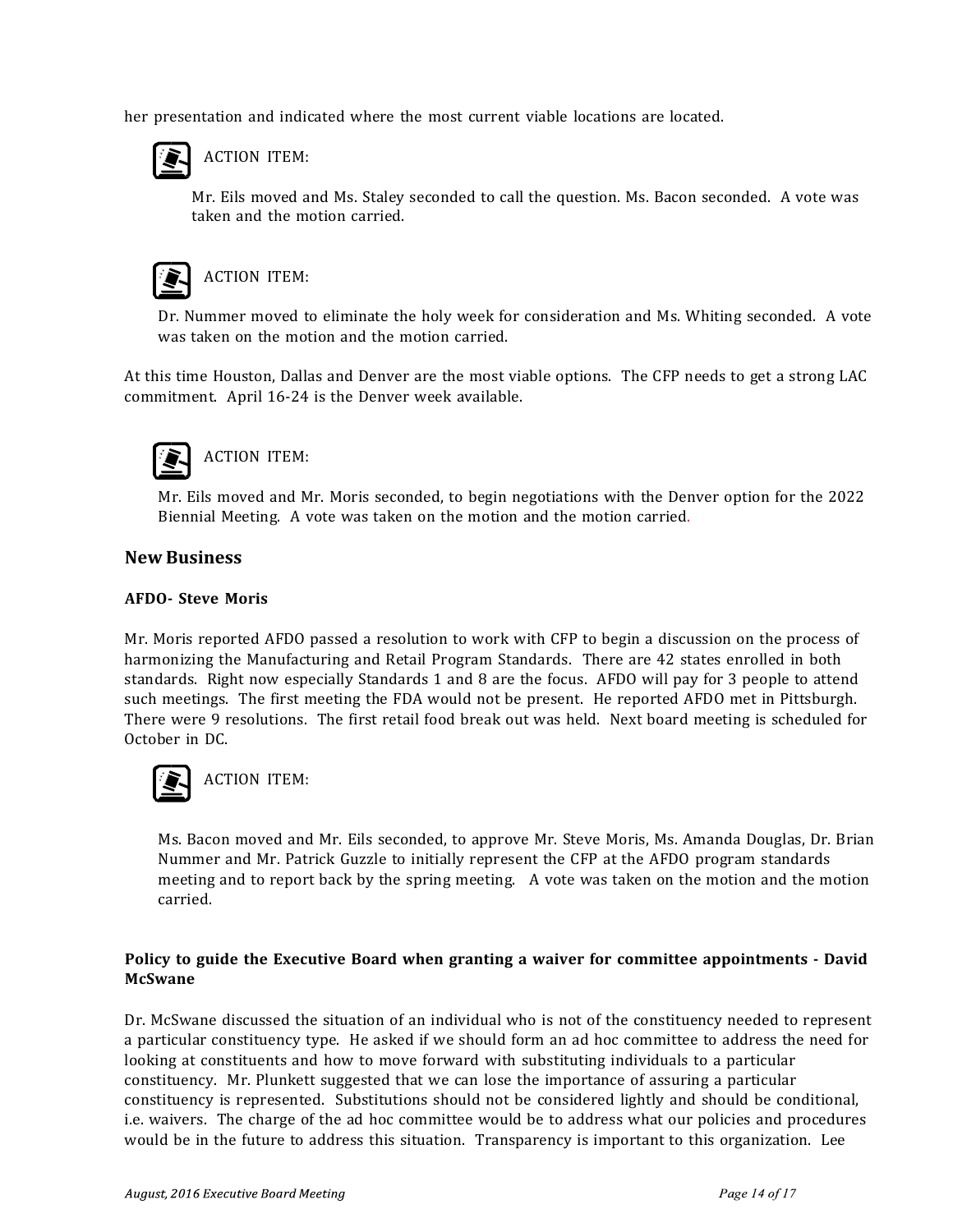her presentation and indicated where the most current viable locations are located.

ACTION ITEM:

Mr. Eils moved and Ms. Staley seconded to call the question. Ms. Bacon seconded. A vote was taken and the motion carried.

ACTION ITEM:

Dr. Nummer moved to eliminate the holy week for consideration and Ms. Whiting seconded. A vote was taken on the motion and the motion carried.

At this time Houston, Dallas and Denver are the most viable options. The CFP needs to get a strong LAC commitment. April 16-24 is the Denver week available.

ACTION ITEM:

Mr. Eils moved and Mr. Moris seconded, to begin negotiations with the Denver option for the 2022 Biennial Meeting. A vote was taken on the motion and the motion carried.

## New Business

**AFDO- Steve Moris**

Mr. Moris reported AFDO passed a resolution to work with CFP to begin a discussion on the process of harmonizing the Manufacturing and Retail Program Standards. There are 42 states enrolled in both standards. Right now especially Standards 1 and 8 are the focus. AFDO will pay for 3 people to attend such meetings. The first meeting the FDA would not be present. He reported AFDO met in Pittsburgh. There were 9 resolutions. The first retail food break out was held. Next board meeting is scheduled for October in DC.

ACTION ITEM:

Ms. Bacon moved and Mr. Eils seconded, to approve Mr. Steve Moris, Ms. Amanda Douglas, Dr. Brian Nummer and Mr. Patrick Guzzle to initially represent the CFP at the AFDO program standards meeting and to report back by the spring meeting. A vote was taken on the motion and the motion carried.

**Policy to guide the Executive Board when granting a waiver for committee appointments - David McSwane**

Dr. McSwane discussed the situation of an individual who is not of the constituency needed to represent a particular constituency type. He asked if we should form an ad hoc committee to address the need for looking at constituents and how to move forward with substituting individuals to a particular constituency. Mr. Plunkett suggested that we can lose the importance of assuring a particular constituency is represented. Substitutions should not be considered lightly and should be conditional, i.e. waivers. The charge of the ad hoc committee would be to address what our policies and procedures would be in the future to address this situation. Transparency is important to this organization. Lee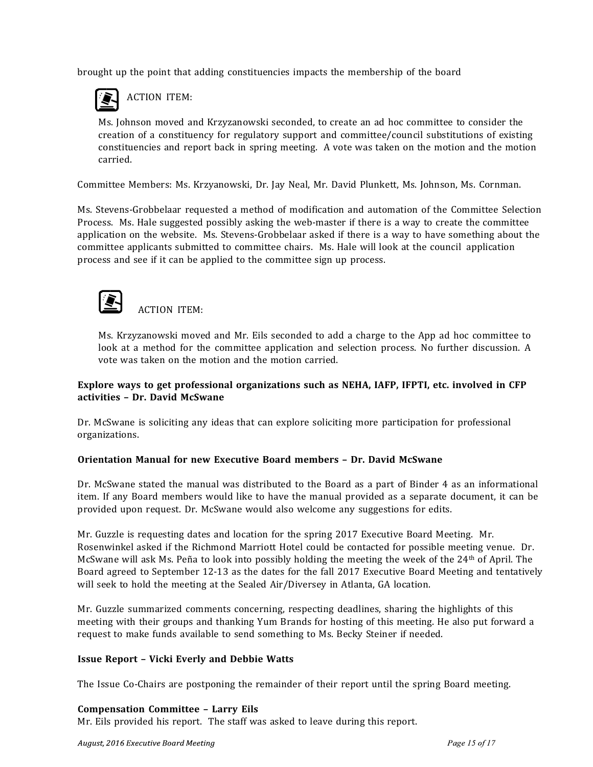brought up the point that adding constituencies impacts the membership of the board

ACTION ITEM:

Ms. Johnson moved and Krzyzanowski seconded, to create an ad hoc committee to consider the creation of a constituency for regulatory support and committee/council substitutions of existing constituencies and report back in spring meeting. A vote was taken on the motion and the motion carried.

Committee Members: Ms. Krzyanowski, Dr. Jay Neal, Mr. David Plunkett, Ms. Johnson, Ms. Cornman.

Ms. Stevens-Grobbelaar requested a method of modification and automation of the Committee Selection Process. Ms. Hale suggested possibly asking the web-master if there is a way to create the committee application on the website. Ms. Stevens-Grobbelaar asked if there is a way to have something about the committee applicants submitted to committee chairs. Ms. Hale will look at the council application process and see if it can be applied to the committee sign up process.

ACTION ITEM:

Ms. Krzyzanowski moved and Mr. Eils seconded to add a charge to the App ad hoc committee to look at a method for the committee application and selection process. No further discussion. A vote was taken on the motion and the motion carried.

**Explore ways to get professional organizations such as NEHA, IAFP, IFPTI, etc. involved in CFP activities – Dr. David McSwane**

Dr. McSwane is soliciting any ideas that can explore soliciting more participation for professional organizations.

**Orientation Manual for new Executive Board members – Dr. David McSwane**

Dr. McSwane stated the manual was distributed to the Board as a part of Binder 4 as an informational item. If any Board members would like to have the manual provided as a separate document, it can be provided upon request. Dr. McSwane would also welcome any suggestions for edits.

Mr. Guzzle is requesting dates and location for the spring 2017 Executive Board Meeting. Mr. Rosenwinkel asked if the Richmond Marriott Hotel could be contacted for possible meeting venue. Dr. McSwane will ask Ms. Peña to look into possibly holding the meeting the week of the 24th of April. The Board agreed to September 12-13 as the dates for the fall 2017 Executive Board Meeting and tentatively will seek to hold the meeting at the Sealed Air/Diversey in Atlanta, GA location.

Mr. Guzzle summarized comments concerning, respecting deadlines, sharing the highlights of this meeting with their groups and thanking Yum Brands for hosting of this meeting. He also put forward a request to make funds available to send something to Ms. Becky Steiner if needed.

**Issue Report – Vicki Everly and Debbie Watts**

The Issue Co-Chairs are postponing the remainder of their report until the spring Board meeting.

**Compensation Committee – Larry Eils**

Mr. Eils provided his report. The staff was asked to leave during this report.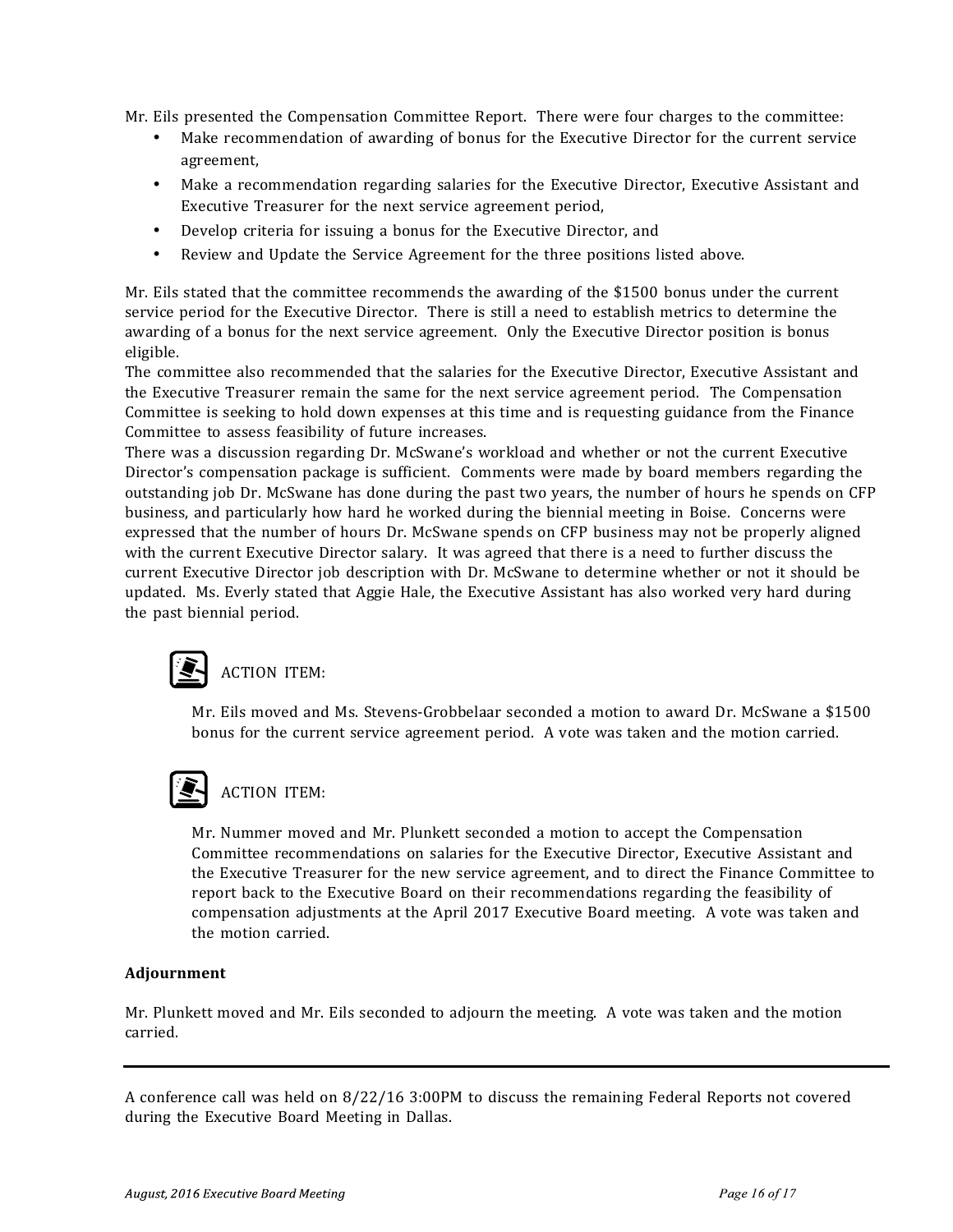Mr. Eils presented the Compensation Committee Report. There were four charges to the committee:

- Make recommendation of awarding of bonus for the Executive Director for the current service agreement,
- Make a recommendation regarding salaries for the Executive Director, Executive Assistant and Executive Treasurer for the next service agreement period,
- Develop criteria for issuing a bonus for the Executive Director, and
- Review and Update the Service Agreement for the three positions listed above.

Mr. Eils stated that the committee recommends the awarding of the $1500 bonus under the current service period for the Executive Director. There is still a need to establish metrics to determine the awarding of a bonus for the next service agreement. Only the Executive Director position is bonus eligible.

The committee also recommended that the salaries for the Executive Director, Executive Assistant and the Executive Treasurer remain the same for the next service agreement period. The Compensation Committee is seeking to hold down expenses at this time and is requesting guidance from the Finance Committee to assess feasibility of future increases.

There was a discussion regarding Dr. McSwane's workload and whether or not the current Executive Director's compensation package is sufficient. Comments were made by board members regarding the outstanding job Dr. McSwane has done during the past two years, the number of hours he spends on CFP business, and particularly how hard he worked during the biennial meeting in Boise. Concerns were expressed that the number of hours Dr. McSwane spends on CFP business may not be properly aligned with the current Executive Director salary. It was agreed that there is a need to further discuss the current Executive Director job description with Dr. McSwane to determine whether or not it should be updated. Ms. Everly stated that Aggie Hale, the Executive Assistant has also worked very hard during the past biennial period.

ACTION ITEM:

Mr. Eils moved and Ms. Stevens-Grobbelaar seconded a motion to award Dr. McSwane a $1500 bonus for the current service agreement period. A vote was taken and the motion carried.

ACTION ITEM:

Mr. Nummer moved and Mr. Plunkett seconded a motion to accept the Compensation Committee recommendations on salaries for the Executive Director, Executive Assistant and the Executive Treasurer for the new service agreement, and to direct the Finance Committee to report back to the Executive Board on their recommendations regarding the feasibility of compensation adjustments at the April 2017 Executive Board meeting. A vote was taken and the motion carried.

**Adjournment**

Mr. Plunkett moved and Mr. Eils seconded to adjourn the meeting. A vote was taken and the motion carried.

---

A conference call was held on 8/22/16 3:00PM to discuss the remaining Federal Reports not covered during the Executive Board Meeting in Dallas.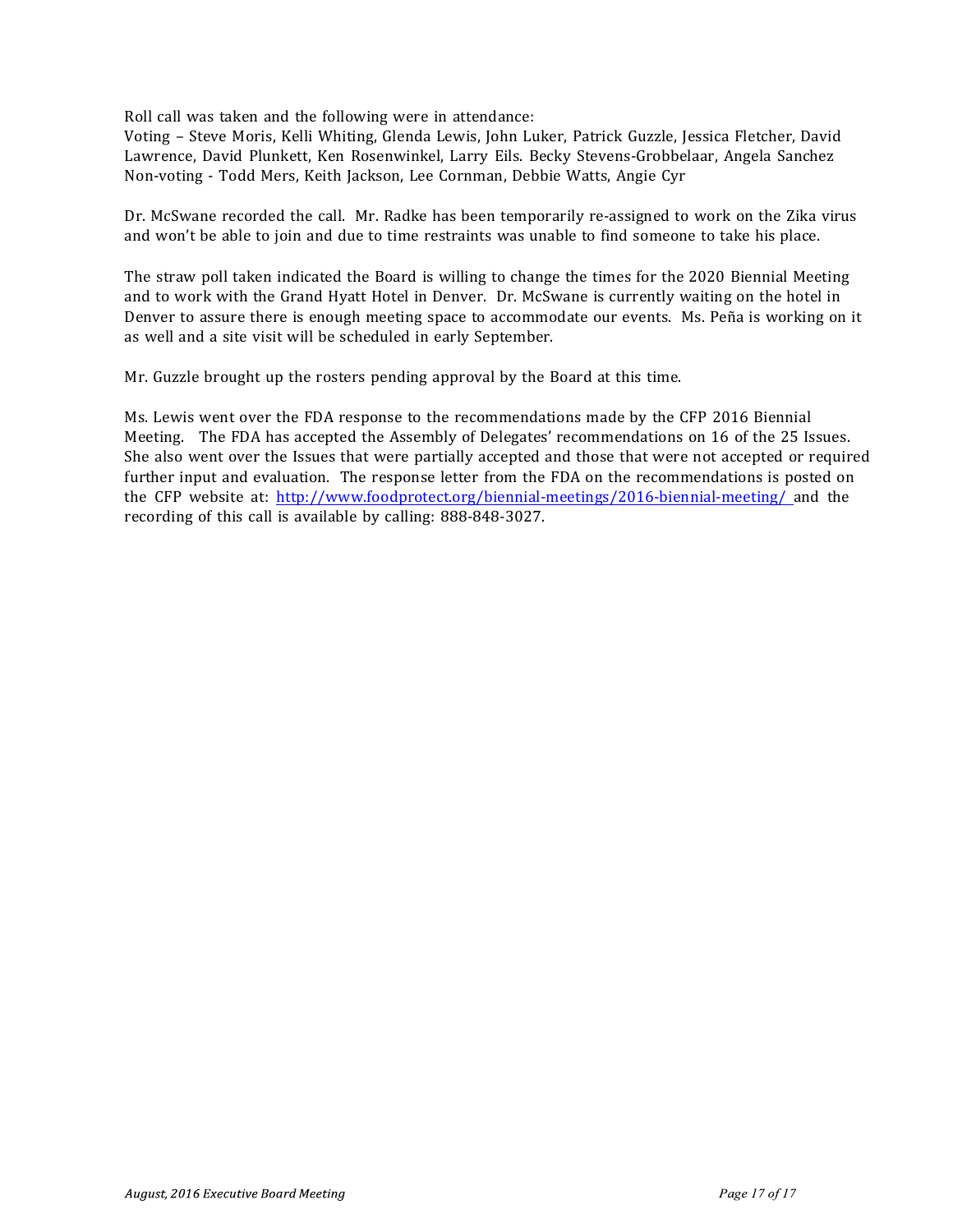Roll call was taken and the following were in attendance:
Voting – Steve Moris, Kelli Whiting, Glenda Lewis, John Luker, Patrick Guzzle, Jessica Fletcher, David Lawrence, David Plunkett, Ken Rosenwinkel, Larry Eils. Becky Stevens-Grobbelaar, Angela Sanchez
Non-voting - Todd Mers, Keith Jackson, Lee Cornman, Debbie Watts, Angie Cyr

Dr. McSwane recorded the call. Mr. Radke has been temporarily re-assigned to work on the Zika virus and won't be able to join and due to time restraints was unable to find someone to take his place.

The straw poll taken indicated the Board is willing to change the times for the 2020 Biennial Meeting and to work with the Grand Hyatt Hotel in Denver. Dr. McSwane is currently waiting on the hotel in Denver to assure there is enough meeting space to accommodate our events. Ms. Peña is working on it as well and a site visit will be scheduled in early September.

Mr. Guzzle brought up the rosters pending approval by the Board at this time.

Ms. Lewis went over the FDA response to the recommendations made by the CFP 2016 Biennial Meeting. The FDA has accepted the Assembly of Delegates' recommendations on 16 of the 25 Issues. She also went over the Issues that were partially accepted and those that were not accepted or required further input and evaluation. The response letter from the FDA on the recommendations is posted on the CFP website at: http://www.foodprotect.org/biennial-meetings/2016-biennial-meeting/ and the recording of this call is available by calling: 888-848-3027.